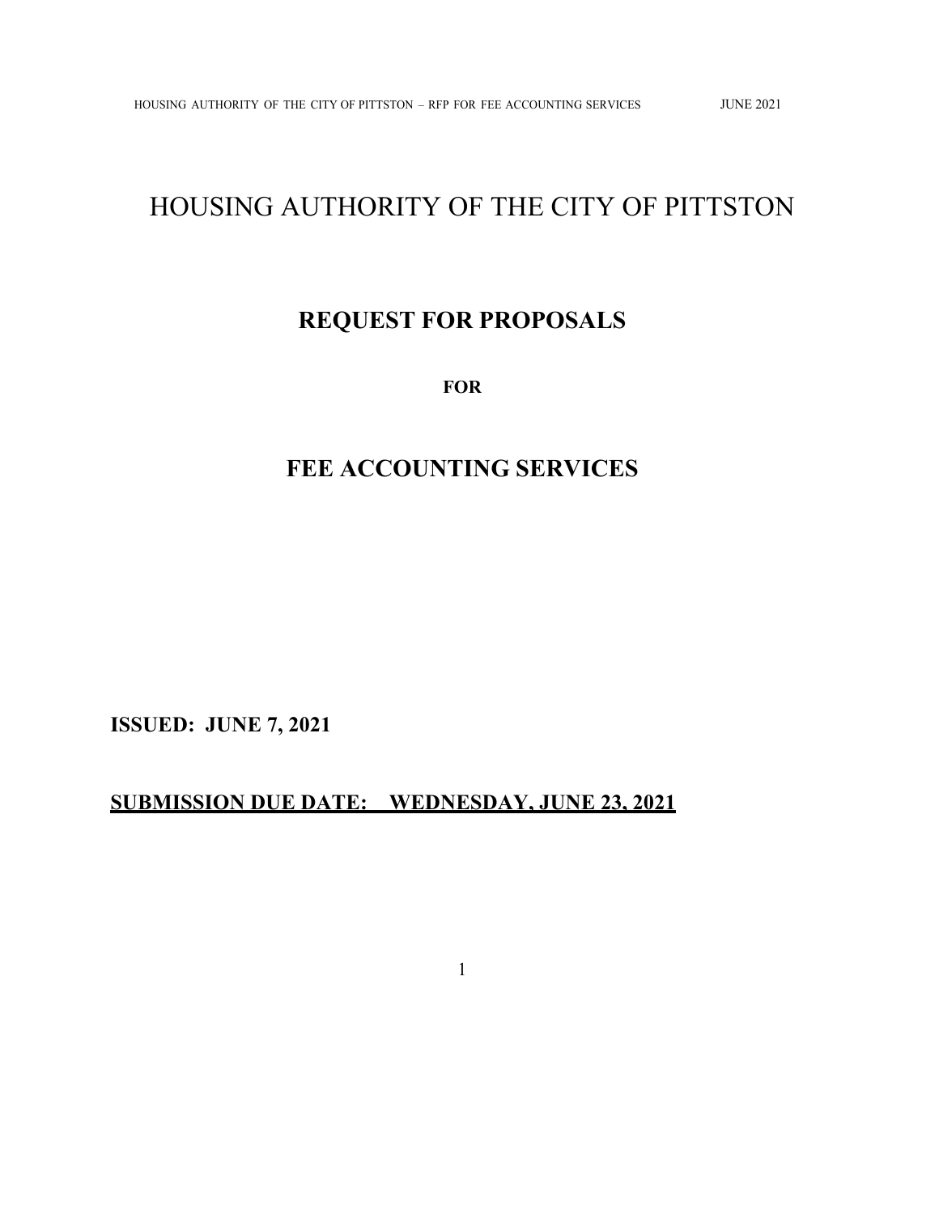# HOUSING AUTHORITY OF THE CITY OF PITTSTON

## REQUEST FOR PROPOSALS

**FOR**

## FEE ACCOUNTING SERVICES

**ISSUED: JUNE 7, 2021**

**SUBMISSION DUE DATE: WEDNESDAY, JUNE 23, 2021**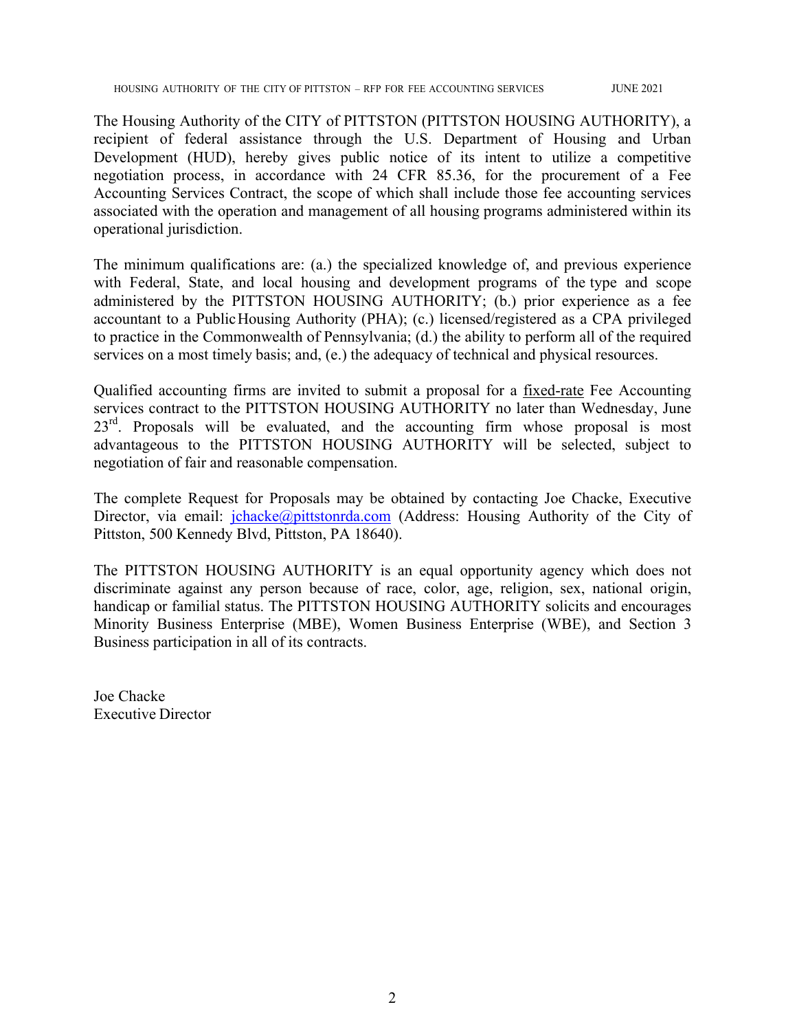The Housing Authority of the CITY of PITTSTON (PITTSTON HOUSING AUTHORITY), a recipient of federal assistance through the U.S. Department of Housing and Urban Development (HUD), hereby gives public notice of its intent to utilize a competitive negotiation process, in accordance with 24 CFR 85.36, for the procurement of a Fee Accounting Services Contract, the scope of which shall include those fee accounting services associated with the operation and management of all housing programs administered within its operational jurisdiction.

The minimum qualifications are: (a.) the specialized knowledge of, and previous experience with Federal, State, and local housing and development programs of the type and scope administered by the PITTSTON HOUSING AUTHORITY; (b.) prior experience as a fee accountant to a Public Housing Authority (PHA); (c.) licensed/registered as a CPA privileged to practice in the Commonwealth of Pennsylvania; (d.) the ability to perform all of the required services on a most timely basis; and, (e.) the adequacy of technical and physical resources.

Qualified accounting firms are invited to submit a proposal for a fixed-rate Fee Accounting services contract to the PITTSTON HOUSING AUTHORITY no later than Wednesday, June 23rd. Proposals will be evaluated, and the accounting firm whose proposal is most advantageous to the PITTSTON HOUSING AUTHORITY will be selected, subject to negotiation of fair and reasonable compensation.

The complete Request for Proposals may be obtained by contacting Joe Chacke, Executive Director, via email: jchacke@pittstonrda.com (Address: Housing Authority of the City of Pittston, 500 Kennedy Blvd, Pittston, PA 18640).

The PITTSTON HOUSING AUTHORITY is an equal opportunity agency which does not discriminate against any person because of race, color, age, religion, sex, national origin, handicap or familial status. The PITTSTON HOUSING AUTHORITY solicits and encourages Minority Business Enterprise (MBE), Women Business Enterprise (WBE), and Section 3 Business participation in all of its contracts.

Joe Chacke
Executive Director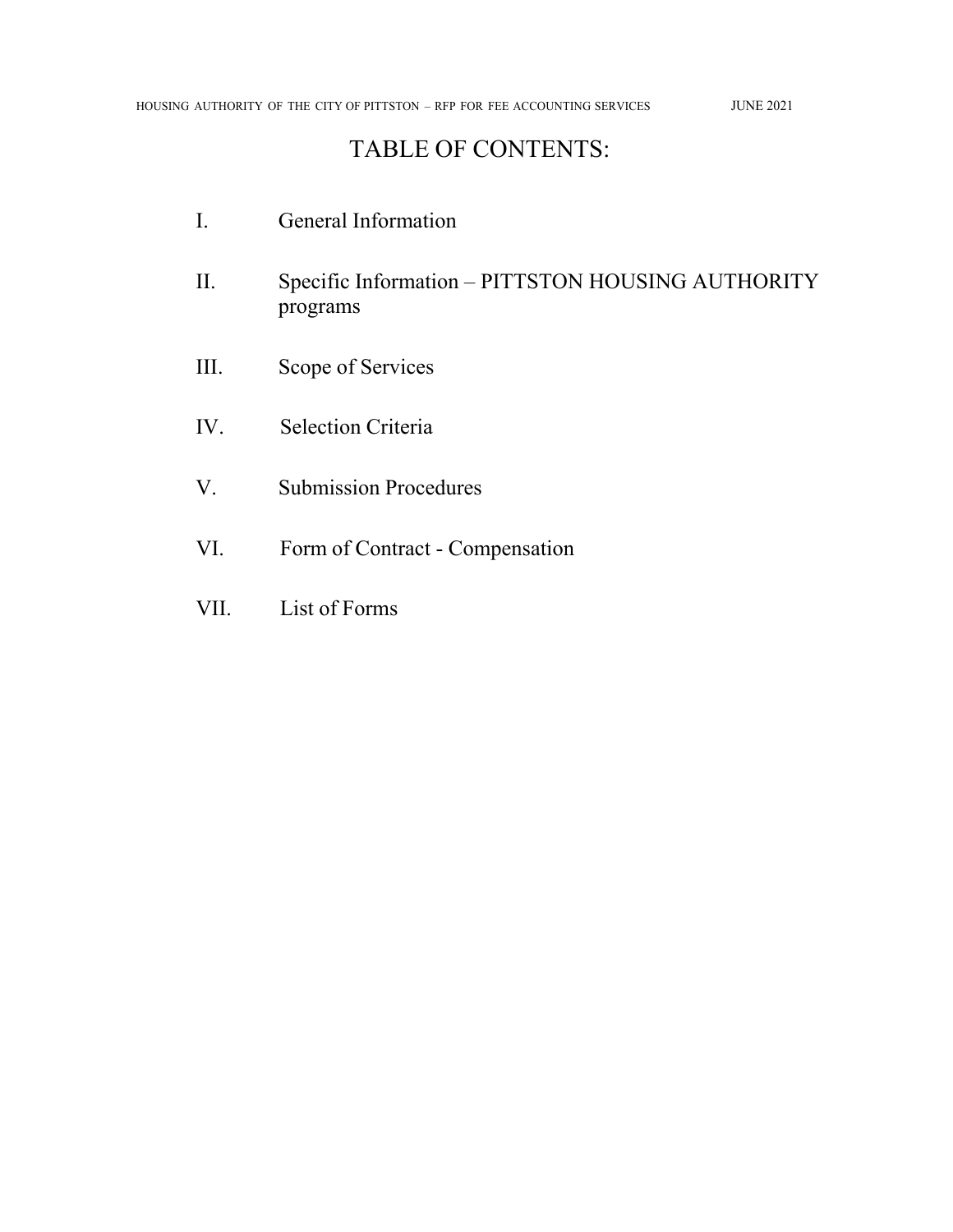# TABLE OF CONTENTS:

I. General Information

II. Specific Information – PITTSTON HOUSING AUTHORITY programs

III. Scope of Services

IV. Selection Criteria

V. Submission Procedures

VI. Form of Contract - Compensation

VII. List of Forms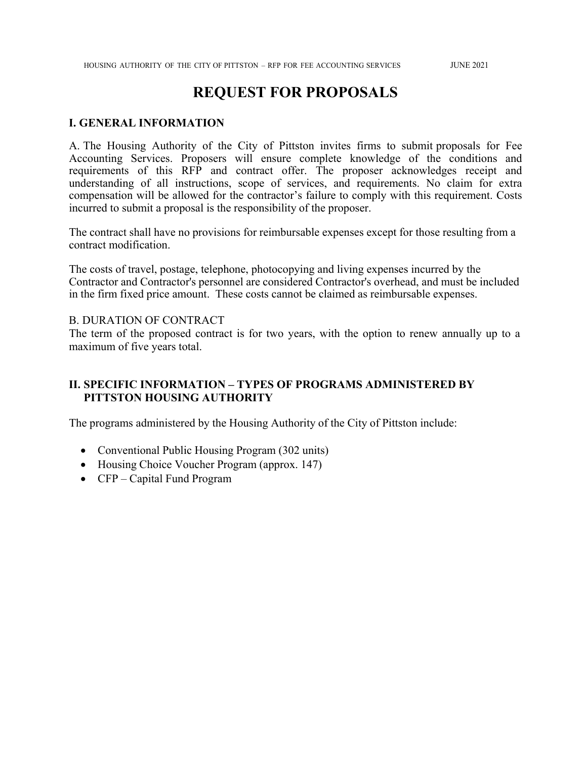# REQUEST FOR PROPOSALS

## I. GENERAL INFORMATION

A. The Housing Authority of the City of Pittston invites firms to submit proposals for Fee Accounting Services. Proposers will ensure complete knowledge of the conditions and requirements of this RFP and contract offer. The proposer acknowledges receipt and understanding of all instructions, scope of services, and requirements. No claim for extra compensation will be allowed for the contractor's failure to comply with this requirement. Costs incurred to submit a proposal is the responsibility of the proposer.

The contract shall have no provisions for reimbursable expenses except for those resulting from a contract modification.

The costs of travel, postage, telephone, photocopying and living expenses incurred by the Contractor and Contractor's personnel are considered Contractor's overhead, and must be included in the firm fixed price amount. These costs cannot be claimed as reimbursable expenses.

B. DURATION OF CONTRACT

The term of the proposed contract is for two years, with the option to renew annually up to a maximum of five years total.

## II. SPECIFIC INFORMATION – TYPES OF PROGRAMS ADMINISTERED BY PITTSTON HOUSING AUTHORITY

The programs administered by the Housing Authority of the City of Pittston include:

- Conventional Public Housing Program (302 units)
- Housing Choice Voucher Program (approx. 147)
- CFP – Capital Fund Program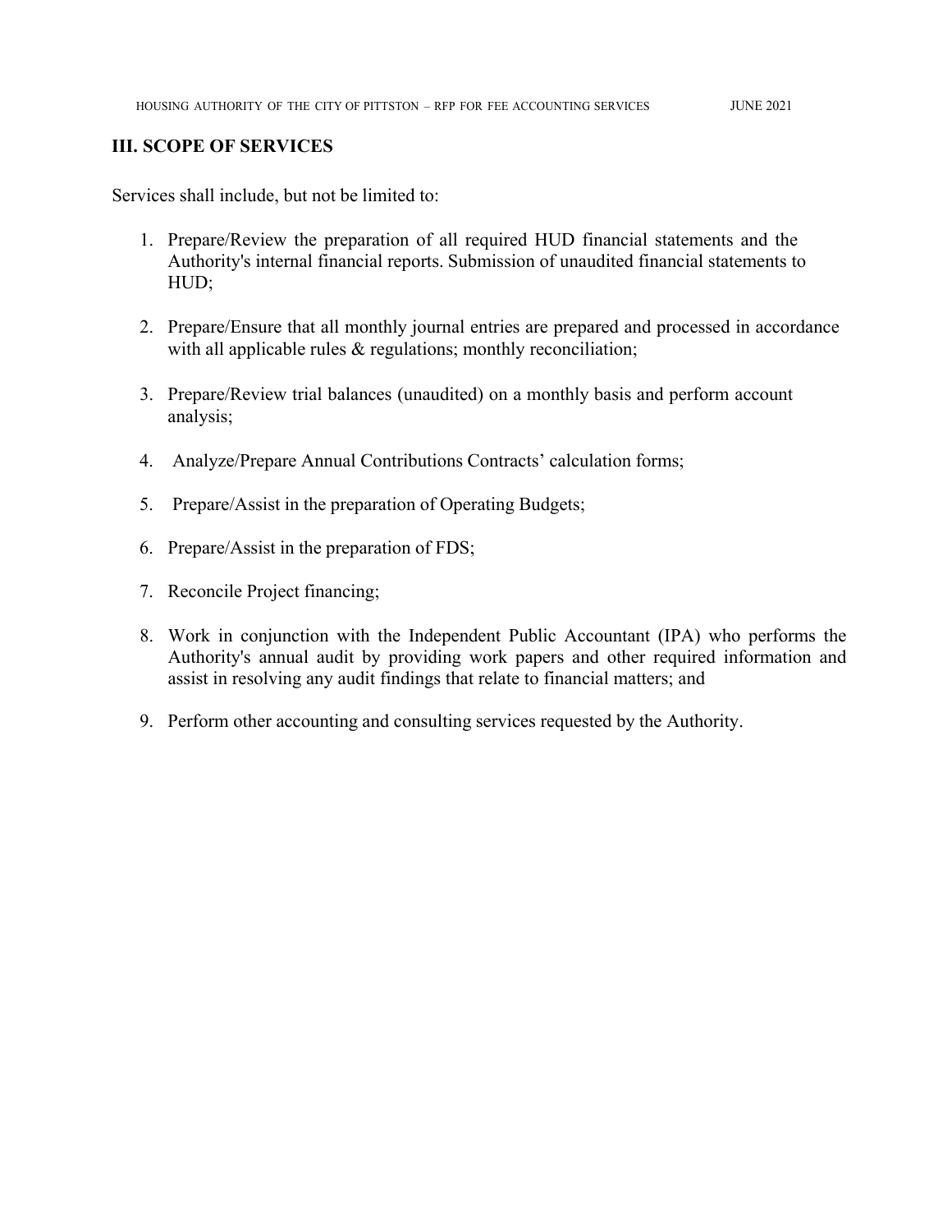## III. SCOPE OF SERVICES

Services shall include, but not be limited to:

1. Prepare/Review the preparation of all required HUD financial statements and the Authority's internal financial reports. Submission of unaudited financial statements to HUD;

2. Prepare/Ensure that all monthly journal entries are prepared and processed in accordance with all applicable rules & regulations; monthly reconciliation;

3. Prepare/Review trial balances (unaudited) on a monthly basis and perform account analysis;

4. Analyze/Prepare Annual Contributions Contracts' calculation forms;

5. Prepare/Assist in the preparation of Operating Budgets;

6. Prepare/Assist in the preparation of FDS;

7. Reconcile Project financing;

8. Work in conjunction with the Independent Public Accountant (IPA) who performs the Authority's annual audit by providing work papers and other required information and assist in resolving any audit findings that relate to financial matters; and

9. Perform other accounting and consulting services requested by the Authority.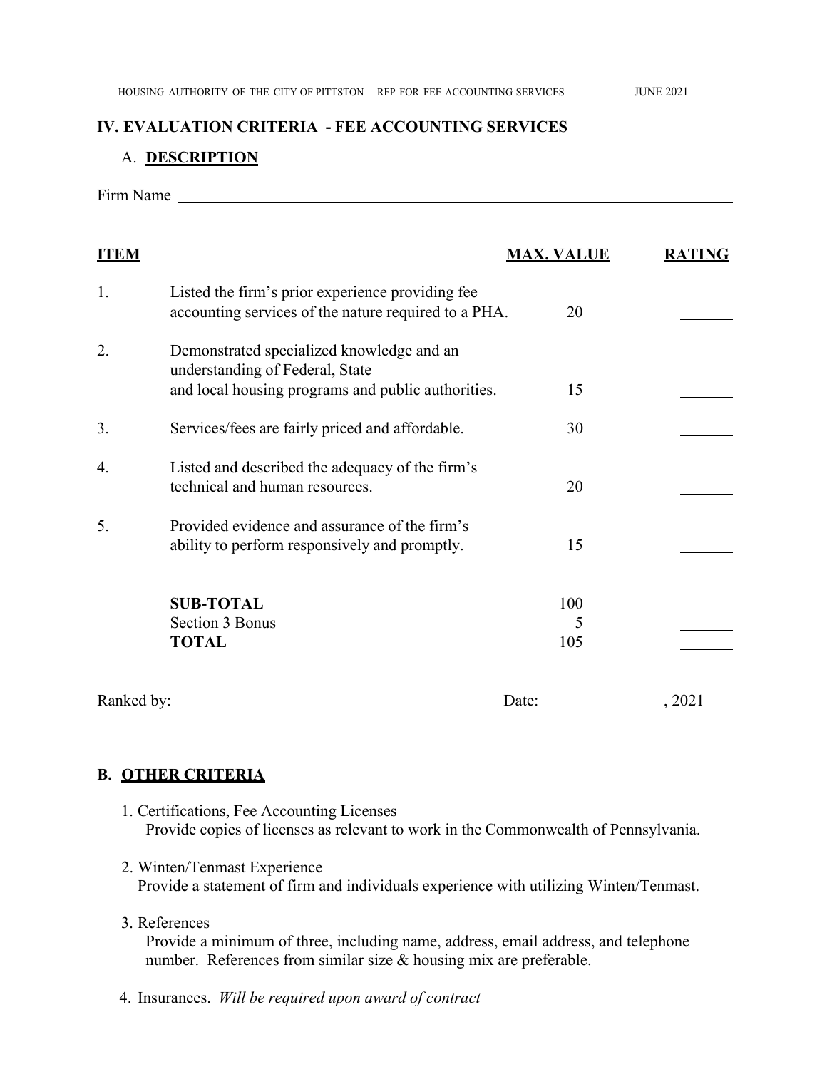## IV. EVALUATION CRITERIA - FEE ACCOUNTING SERVICES

### A. DESCRIPTION

Firm Name \_\_\_\_\_\_\_\_\_\_\_\_\_\_\_\_\_\_\_\_\_\_\_\_\_\_\_\_\_\_\_\_\_\_\_\_\_\_\_\_

| ITEM | | MAX. VALUE | RATING |
|---|---|---|---|
| 1. | Listed the firm's prior experience providing fee accounting services of the nature required to a PHA. | 20 | \_\_\_\_\_\_\_ |
| 2. | Demonstrated specialized knowledge and an understanding of Federal, State and local housing programs and public authorities. | 15 | \_\_\_\_\_\_\_ |
| 3. | Services/fees are fairly priced and affordable. | 30 | \_\_\_\_\_\_\_ |
| 4. | Listed and described the adequacy of the firm's technical and human resources. | 20 | \_\_\_\_\_\_\_ |
| 5. | Provided evidence and assurance of the firm's ability to perform responsively and promptly. | 15 | \_\_\_\_\_\_\_ |
| | **SUB-TOTAL** | 100 | \_\_\_\_\_\_\_ |
| | Section 3 Bonus | 5 | \_\_\_\_\_\_\_ |
| | **TOTAL** | 105 | \_\_\_\_\_\_\_ |

Ranked by:\_\_\_\_\_\_\_\_\_\_\_\_\_\_\_\_\_\_\_\_\_\_\_\_\_\_\_\_\_\_\_\_Date:\_\_\_\_\_\_\_\_\_\_\_\_\_\_\_\_, 2021

### B. OTHER CRITERIA

1. Certifications, Fee Accounting Licenses
   Provide copies of licenses as relevant to work in the Commonwealth of Pennsylvania.

2. Winten/Tenmast Experience
   Provide a statement of firm and individuals experience with utilizing Winten/Tenmast.

3. References
   Provide a minimum of three, including name, address, email address, and telephone number. References from similar size & housing mix are preferable.

4. Insurances. *Will be required upon award of contract*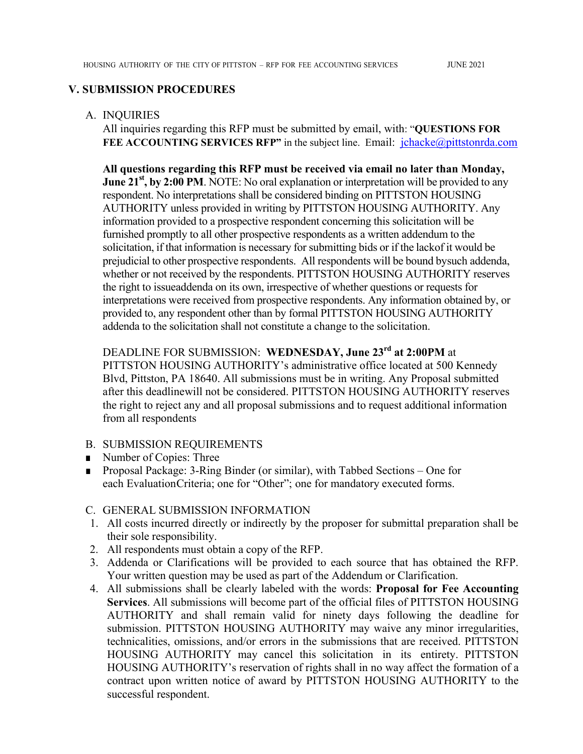## V. SUBMISSION PROCEDURES

A. INQUIRIES

All inquiries regarding this RFP must be submitted by email, with: "**QUESTIONS FOR FEE ACCOUNTING SERVICES RFP"** in the subject line. Email: jchacke@pittstonrda.com

**All questions regarding this RFP must be received via email no later than Monday, June 21st, by 2:00 PM**. NOTE: No oral explanation or interpretation will be provided to any respondent. No interpretations shall be considered binding on PITTSTON HOUSING AUTHORITY unless provided in writing by PITTSTON HOUSING AUTHORITY. Any information provided to a prospective respondent concerning this solicitation will be furnished promptly to all other prospective respondents as a written addendum to the solicitation, if that information is necessary for submitting bids or if the lackof it would be prejudicial to other prospective respondents. All respondents will be bound bysuch addenda, whether or not received by the respondents. PITTSTON HOUSING AUTHORITY reserves the right to issueaddenda on its own, irrespective of whether questions or requests for interpretations were received from prospective respondents. Any information obtained by, or provided to, any respondent other than by formal PITTSTON HOUSING AUTHORITY addenda to the solicitation shall not constitute a change to the solicitation.

DEADLINE FOR SUBMISSION: **WEDNESDAY, June 23rd at 2:00PM** at PITTSTON HOUSING AUTHORITY's administrative office located at 500 Kennedy Blvd, Pittston, PA 18640. All submissions must be in writing. Any Proposal submitted after this deadlinewill not be considered. PITTSTON HOUSING AUTHORITY reserves the right to reject any and all proposal submissions and to request additional information from all respondents

B. SUBMISSION REQUIREMENTS

- Number of Copies: Three
- Proposal Package: 3-Ring Binder (or similar), with Tabbed Sections – One for each EvaluationCriteria; one for "Other"; one for mandatory executed forms.

C. GENERAL SUBMISSION INFORMATION

1. All costs incurred directly or indirectly by the proposer for submittal preparation shall be their sole responsibility.
2. All respondents must obtain a copy of the RFP.
3. Addenda or Clarifications will be provided to each source that has obtained the RFP. Your written question may be used as part of the Addendum or Clarification.
4. All submissions shall be clearly labeled with the words: **Proposal for Fee Accounting Services**. All submissions will become part of the official files of PITTSTON HOUSING AUTHORITY and shall remain valid for ninety days following the deadline for submission. PITTSTON HOUSING AUTHORITY may waive any minor irregularities, technicalities, omissions, and/or errors in the submissions that are received. PITTSTON HOUSING AUTHORITY may cancel this solicitation in its entirety. PITTSTON HOUSING AUTHORITY's reservation of rights shall in no way affect the formation of a contract upon written notice of award by PITTSTON HOUSING AUTHORITY to the successful respondent.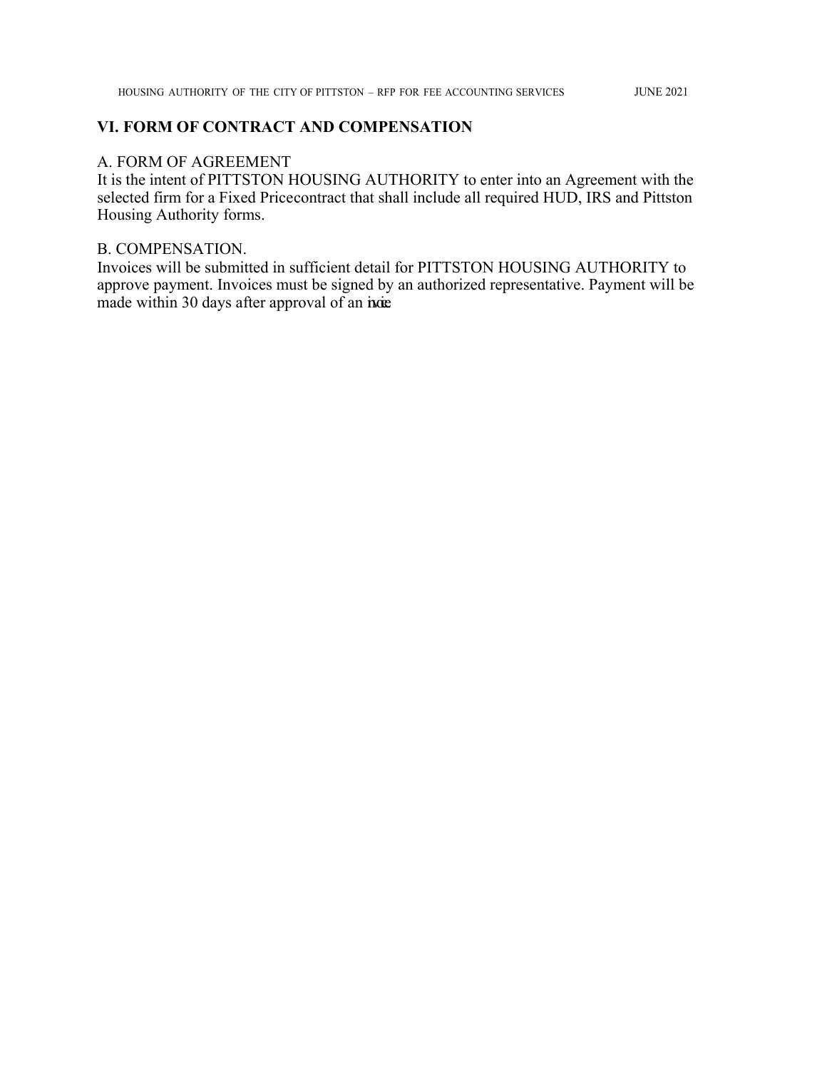## VI. FORM OF CONTRACT AND COMPENSATION

A. FORM OF AGREEMENT

It is the intent of PITTSTON HOUSING AUTHORITY to enter into an Agreement with the selected firm for a Fixed Pricecontract that shall include all required HUD, IRS and Pittston Housing Authority forms.

B. COMPENSATION.

Invoices will be submitted in sufficient detail for PITTSTON HOUSING AUTHORITY to approve payment. Invoices must be signed by an authorized representative. Payment will be made within 30 days after approval of an invoice